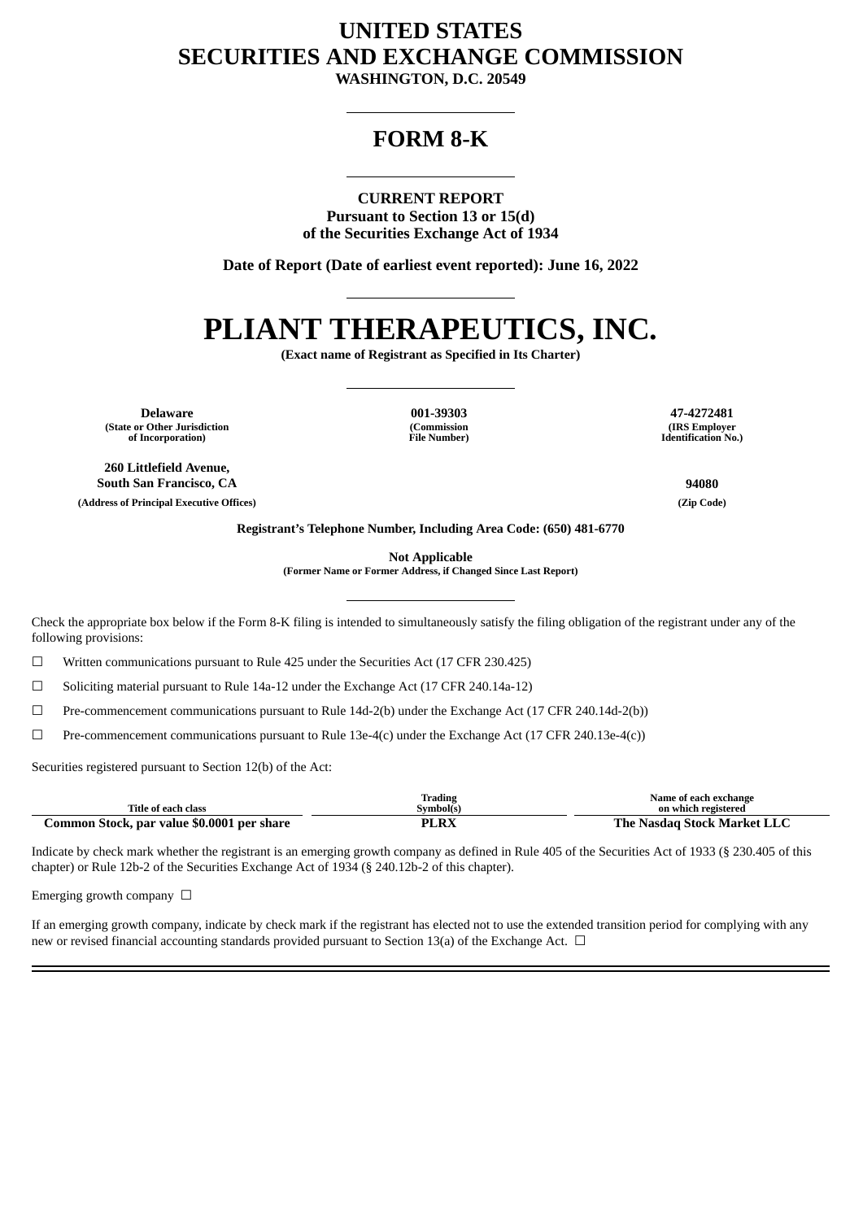# UNITED STATES
# SECURITIES AND EXCHANGE COMMISSION
**WASHINGTON, D.C. 20549**

---

# FORM 8-K

---

**CURRENT REPORT**
**Pursuant to Section 13 or 15(d)**
**of the Securities Exchange Act of 1934**

**Date of Report (Date of earliest event reported): June 16, 2022**

---

# PLIANT THERAPEUTICS, INC.

**(Exact name of Registrant as Specified in Its Charter)**

---

| | | |
|---|---|---|
| **Delaware** | **001-39303** | **47-4272481** |
| **(State or Other Jurisdiction of Incorporation)** | **(Commission File Number)** | **(IRS Employer Identification No.)** |

| | |
|---|---|
| **260 Littlefield Avenue, South San Francisco, CA** | **94080** |
| **(Address of Principal Executive Offices)** | **(Zip Code)** |

**Registrant's Telephone Number, Including Area Code: (650) 481-6770**

**Not Applicable**
**(Former Name or Former Address, if Changed Since Last Report)**

---

Check the appropriate box below if the Form 8-K filing is intended to simultaneously satisfy the filing obligation of the registrant under any of the following provisions:

☐ Written communications pursuant to Rule 425 under the Securities Act (17 CFR 230.425)

☐ Soliciting material pursuant to Rule 14a-12 under the Exchange Act (17 CFR 240.14a-12)

☐ Pre-commencement communications pursuant to Rule 14d-2(b) under the Exchange Act (17 CFR 240.14d-2(b))

☐ Pre-commencement communications pursuant to Rule 13e-4(c) under the Exchange Act (17 CFR 240.13e-4(c))

Securities registered pursuant to Section 12(b) of the Act:

| Title of each class | Trading Symbol(s) | Name of each exchange on which registered |
|---|---|---|
| **Common Stock, par value $0.0001 per share** | **PLRX** | **The Nasdaq Stock Market LLC** |

Indicate by check mark whether the registrant is an emerging growth company as defined in Rule 405 of the Securities Act of 1933 (§ 230.405 of this chapter) or Rule 12b-2 of the Securities Exchange Act of 1934 (§ 240.12b-2 of this chapter).

Emerging growth company ☐

If an emerging growth company, indicate by check mark if the registrant has elected not to use the extended transition period for complying with any new or revised financial accounting standards provided pursuant to Section 13(a) of the Exchange Act. ☐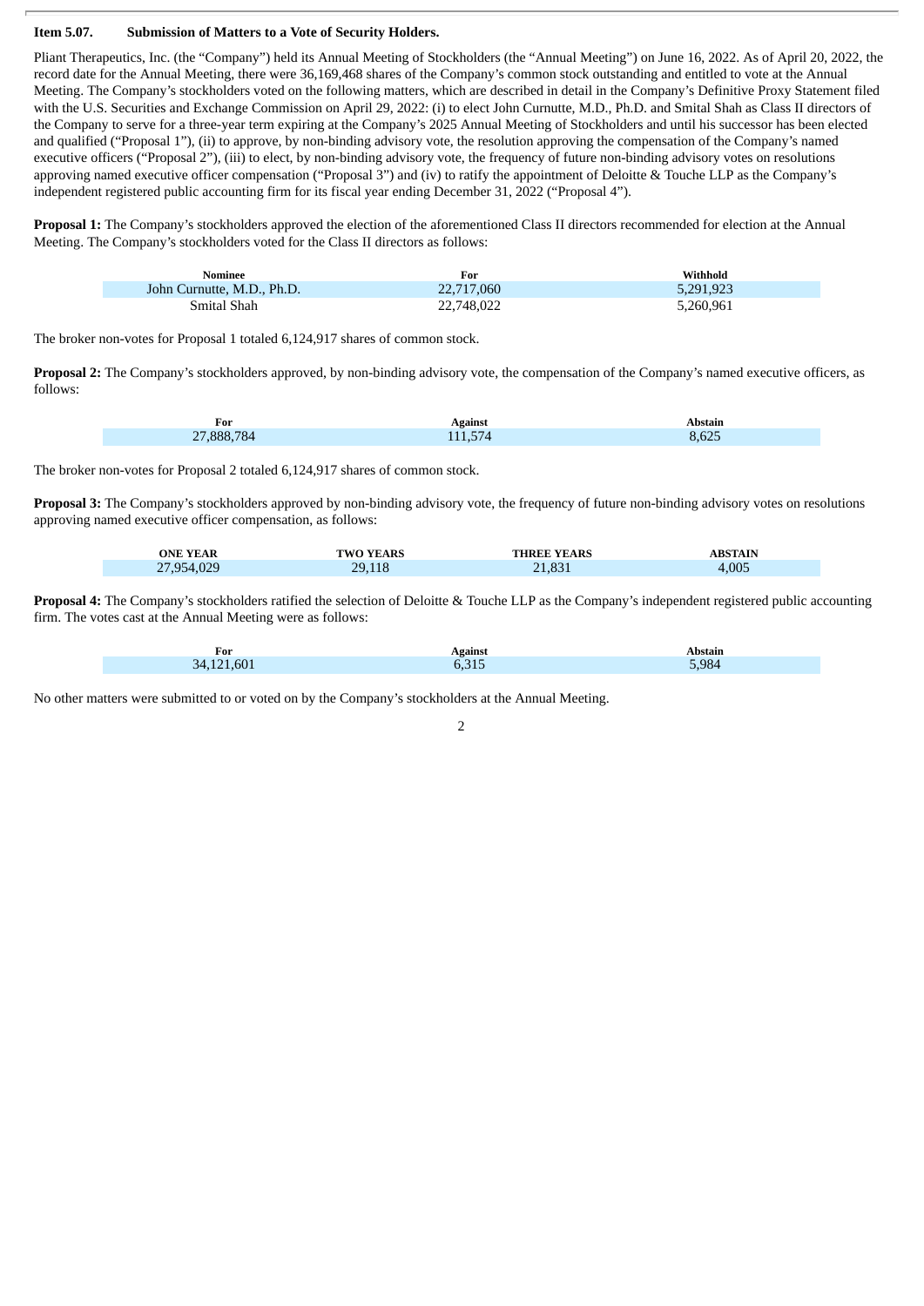**Item 5.07. Submission of Matters to a Vote of Security Holders.**

Pliant Therapeutics, Inc. (the "Company") held its Annual Meeting of Stockholders (the "Annual Meeting") on June 16, 2022. As of April 20, 2022, the record date for the Annual Meeting, there were 36,169,468 shares of the Company's common stock outstanding and entitled to vote at the Annual Meeting. The Company's stockholders voted on the following matters, which are described in detail in the Company's Definitive Proxy Statement filed with the U.S. Securities and Exchange Commission on April 29, 2022: (i) to elect John Curnutte, M.D., Ph.D. and Smital Shah as Class II directors of the Company to serve for a three-year term expiring at the Company's 2025 Annual Meeting of Stockholders and until his successor has been elected and qualified ("Proposal 1"), (ii) to approve, by non-binding advisory vote, the resolution approving the compensation of the Company's named executive officers ("Proposal 2"), (iii) to elect, by non-binding advisory vote, the frequency of future non-binding advisory votes on resolutions approving named executive officer compensation ("Proposal 3") and (iv) to ratify the appointment of Deloitte & Touche LLP as the Company's independent registered public accounting firm for its fiscal year ending December 31, 2022 ("Proposal 4").

**Proposal 1:** The Company's stockholders approved the election of the aforementioned Class II directors recommended for election at the Annual Meeting. The Company's stockholders voted for the Class II directors as follows:

| Nominee | For | Withhold |
|---|---|---|
| John Curnutte, M.D., Ph.D. | 22,717,060 | 5,291,923 |
| Smital Shah | 22,748,022 | 5,260,961 |

The broker non-votes for Proposal 1 totaled 6,124,917 shares of common stock.

**Proposal 2:** The Company's stockholders approved, by non-binding advisory vote, the compensation of the Company's named executive officers, as follows:

| For | Against | Abstain |
|---|---|---|
| 27,888,784 | 111,574 | 8,625 |

The broker non-votes for Proposal 2 totaled 6,124,917 shares of common stock.

**Proposal 3:** The Company's stockholders approved by non-binding advisory vote, the frequency of future non-binding advisory votes on resolutions approving named executive officer compensation, as follows:

| ONE YEAR | TWO YEARS | THREE YEARS | ABSTAIN |
|---|---|---|---|
| 27,954,029 | 29,118 | 21,831 | 4,005 |

**Proposal 4:** The Company's stockholders ratified the selection of Deloitte & Touche LLP as the Company's independent registered public accounting firm. The votes cast at the Annual Meeting were as follows:

| For | Against | Abstain |
|---|---|---|
| 34,121,601 | 6,315 | 5,984 |

No other matters were submitted to or voted on by the Company's stockholders at the Annual Meeting.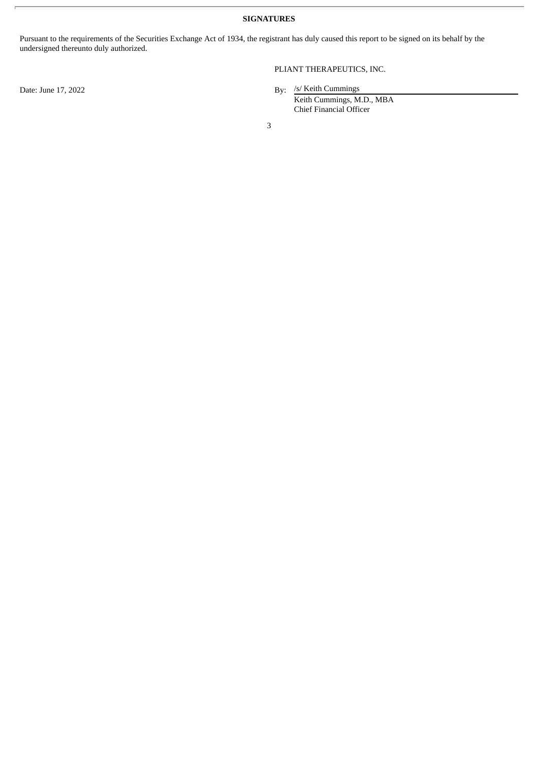**SIGNATURES**

Pursuant to the requirements of the Securities Exchange Act of 1934, the registrant has duly caused this report to be signed on its behalf by the undersigned thereunto duly authorized.

PLIANT THERAPEUTICS, INC.

Date: June 17, 2022

By: /s/ Keith Cummings
Keith Cummings, M.D., MBA
Chief Financial Officer